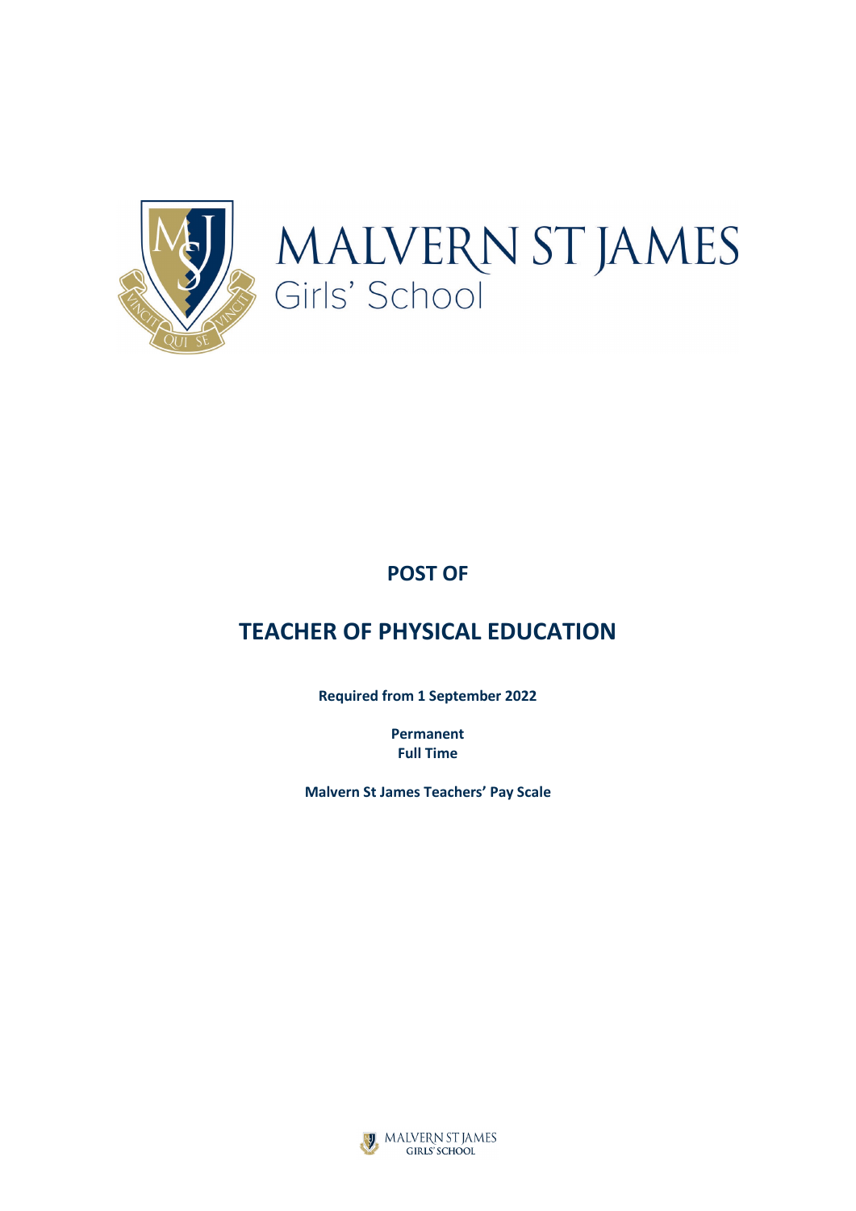MALVERN ST JAMES
Girls' School

# POST OF

# TEACHER OF PHYSICAL EDUCATION

**Required from 1 September 2022**

**Permanent**
**Full Time**

**Malvern St James Teachers' Pay Scale**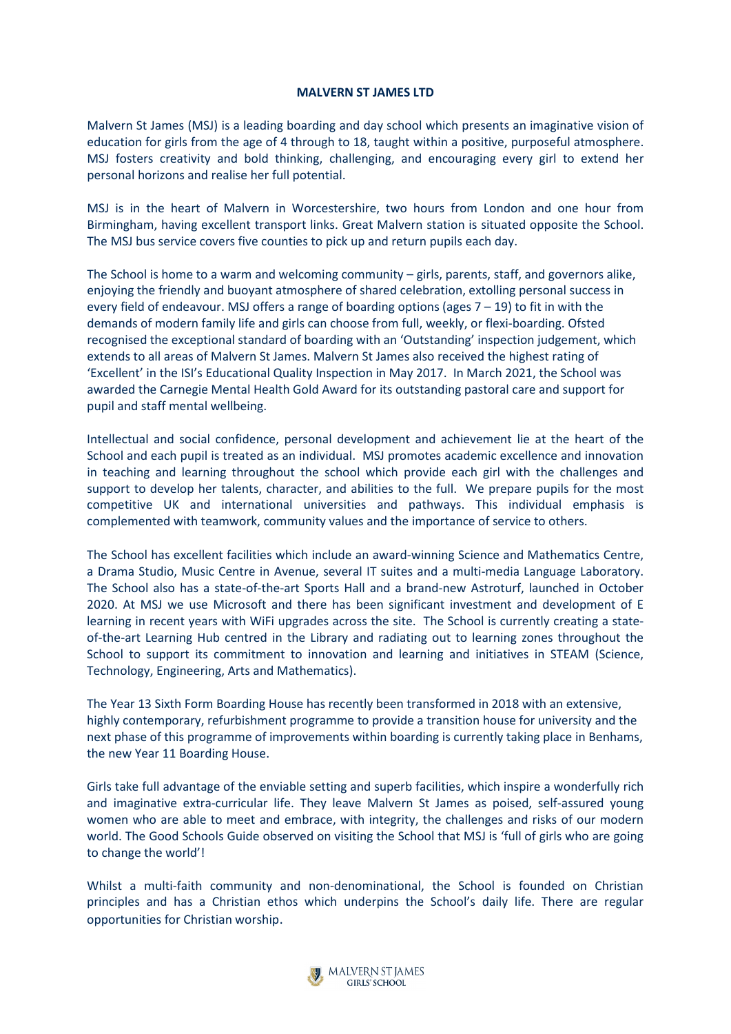# MALVERN ST JAMES LTD

Malvern St James (MSJ) is a leading boarding and day school which presents an imaginative vision of education for girls from the age of 4 through to 18, taught within a positive, purposeful atmosphere. MSJ fosters creativity and bold thinking, challenging, and encouraging every girl to extend her personal horizons and realise her full potential.

MSJ is in the heart of Malvern in Worcestershire, two hours from London and one hour from Birmingham, having excellent transport links. Great Malvern station is situated opposite the School. The MSJ bus service covers five counties to pick up and return pupils each day.

The School is home to a warm and welcoming community – girls, parents, staff, and governors alike, enjoying the friendly and buoyant atmosphere of shared celebration, extolling personal success in every field of endeavour. MSJ offers a range of boarding options (ages 7 – 19) to fit in with the demands of modern family life and girls can choose from full, weekly, or flexi-boarding. Ofsted recognised the exceptional standard of boarding with an 'Outstanding' inspection judgement, which extends to all areas of Malvern St James. Malvern St James also received the highest rating of 'Excellent' in the ISI's Educational Quality Inspection in May 2017. In March 2021, the School was awarded the Carnegie Mental Health Gold Award for its outstanding pastoral care and support for pupil and staff mental wellbeing.

Intellectual and social confidence, personal development and achievement lie at the heart of the School and each pupil is treated as an individual. MSJ promotes academic excellence and innovation in teaching and learning throughout the school which provide each girl with the challenges and support to develop her talents, character, and abilities to the full. We prepare pupils for the most competitive UK and international universities and pathways. This individual emphasis is complemented with teamwork, community values and the importance of service to others.

The School has excellent facilities which include an award-winning Science and Mathematics Centre, a Drama Studio, Music Centre in Avenue, several IT suites and a multi-media Language Laboratory. The School also has a state-of-the-art Sports Hall and a brand-new Astroturf, launched in October 2020. At MSJ we use Microsoft and there has been significant investment and development of E learning in recent years with WiFi upgrades across the site. The School is currently creating a state-of-the-art Learning Hub centred in the Library and radiating out to learning zones throughout the School to support its commitment to innovation and learning and initiatives in STEAM (Science, Technology, Engineering, Arts and Mathematics).

The Year 13 Sixth Form Boarding House has recently been transformed in 2018 with an extensive, highly contemporary, refurbishment programme to provide a transition house for university and the next phase of this programme of improvements within boarding is currently taking place in Benhams, the new Year 11 Boarding House.

Girls take full advantage of the enviable setting and superb facilities, which inspire a wonderfully rich and imaginative extra-curricular life. They leave Malvern St James as poised, self-assured young women who are able to meet and embrace, with integrity, the challenges and risks of our modern world. The Good Schools Guide observed on visiting the School that MSJ is 'full of girls who are going to change the world'!

Whilst a multi-faith community and non-denominational, the School is founded on Christian principles and has a Christian ethos which underpins the School's daily life. There are regular opportunities for Christian worship.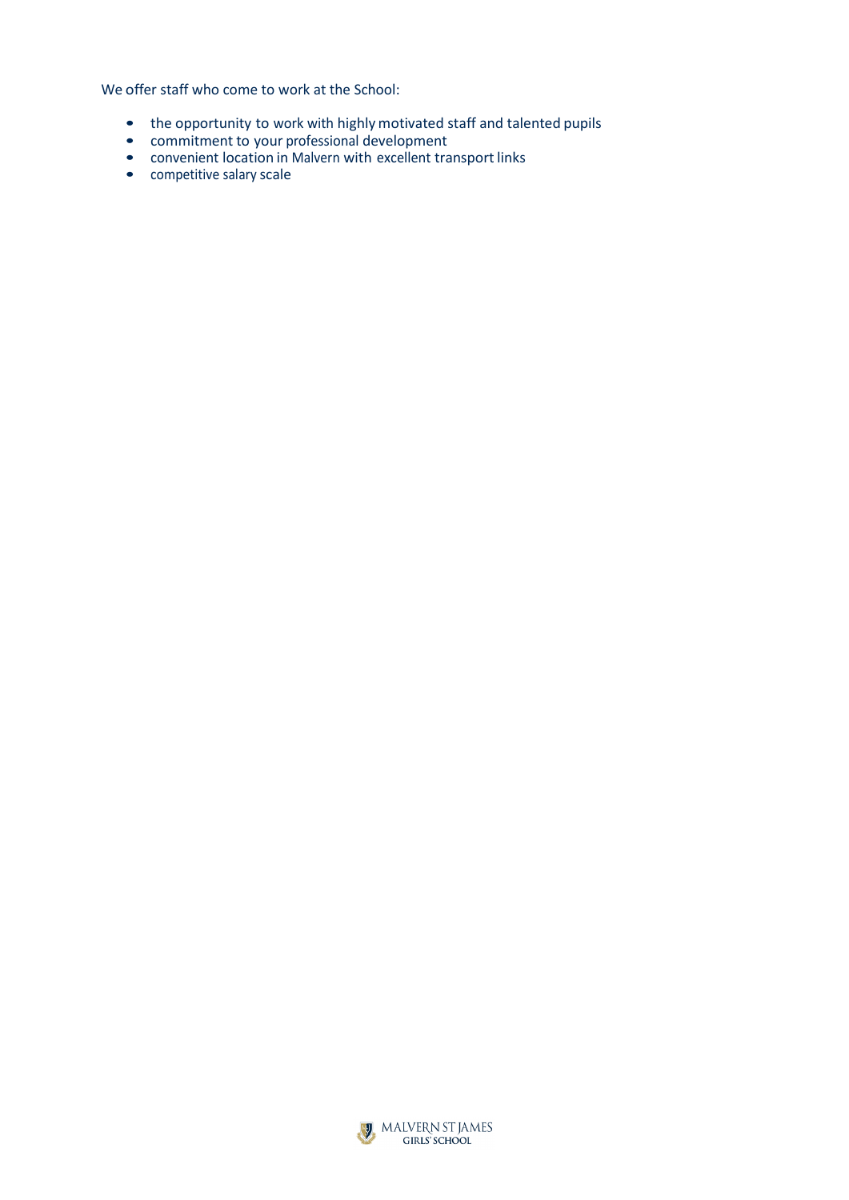We offer staff who come to work at the School:

- the opportunity to work with highly motivated staff and talented pupils
- commitment to your professional development
- convenient location in Malvern with excellent transport links
- competitive salary scale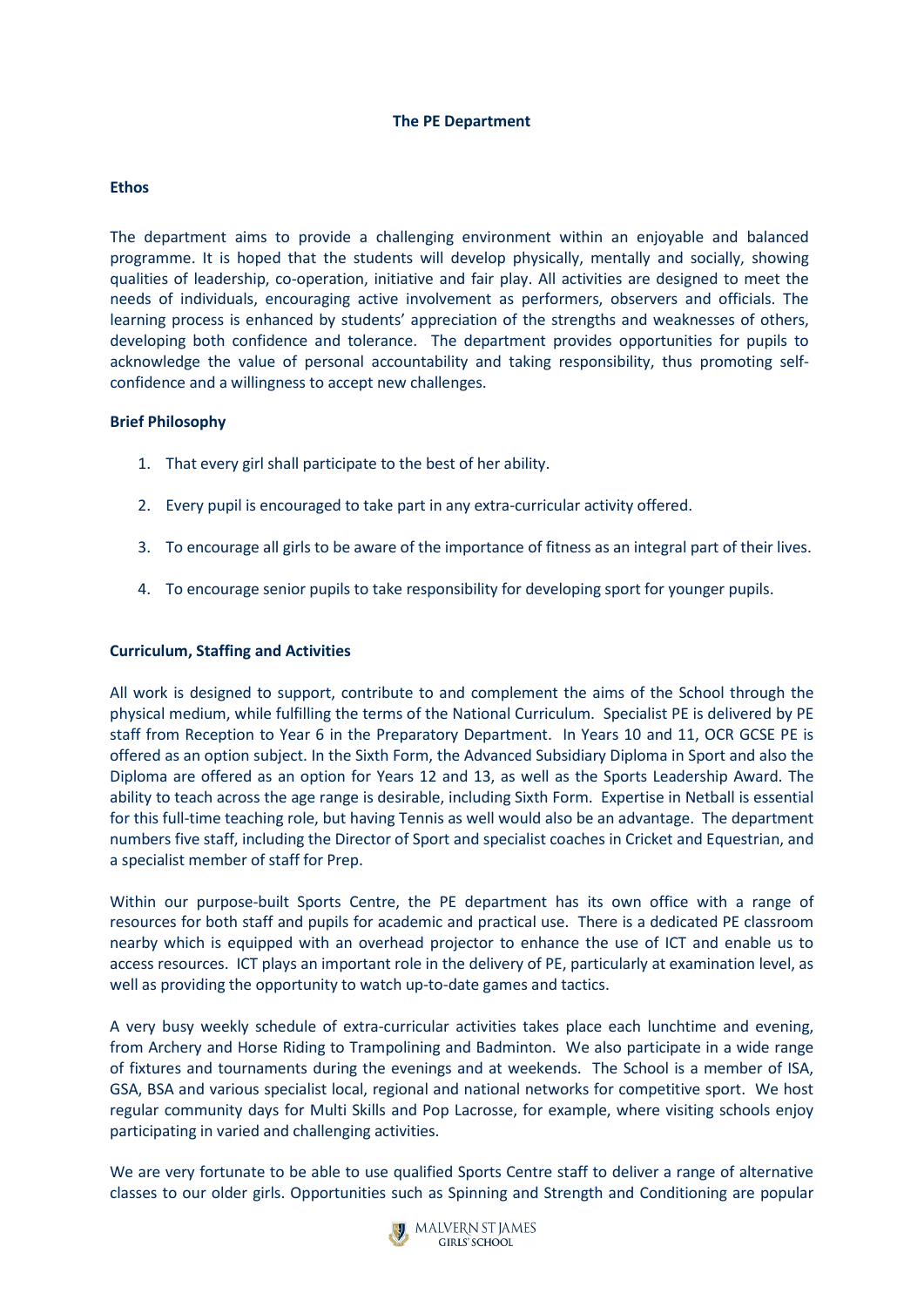## The PE Department

### Ethos

The department aims to provide a challenging environment within an enjoyable and balanced programme. It is hoped that the students will develop physically, mentally and socially, showing qualities of leadership, co-operation, initiative and fair play. All activities are designed to meet the needs of individuals, encouraging active involvement as performers, observers and officials. The learning process is enhanced by students' appreciation of the strengths and weaknesses of others, developing both confidence and tolerance. The department provides opportunities for pupils to acknowledge the value of personal accountability and taking responsibility, thus promoting self-confidence and a willingness to accept new challenges.

### Brief Philosophy

1. That every girl shall participate to the best of her ability.
2. Every pupil is encouraged to take part in any extra-curricular activity offered.
3. To encourage all girls to be aware of the importance of fitness as an integral part of their lives.
4. To encourage senior pupils to take responsibility for developing sport for younger pupils.

### Curriculum, Staffing and Activities

All work is designed to support, contribute to and complement the aims of the School through the physical medium, while fulfilling the terms of the National Curriculum. Specialist PE is delivered by PE staff from Reception to Year 6 in the Preparatory Department. In Years 10 and 11, OCR GCSE PE is offered as an option subject. In the Sixth Form, the Advanced Subsidiary Diploma in Sport and also the Diploma are offered as an option for Years 12 and 13, as well as the Sports Leadership Award. The ability to teach across the age range is desirable, including Sixth Form. Expertise in Netball is essential for this full-time teaching role, but having Tennis as well would also be an advantage. The department numbers five staff, including the Director of Sport and specialist coaches in Cricket and Equestrian, and a specialist member of staff for Prep.

Within our purpose-built Sports Centre, the PE department has its own office with a range of resources for both staff and pupils for academic and practical use. There is a dedicated PE classroom nearby which is equipped with an overhead projector to enhance the use of ICT and enable us to access resources. ICT plays an important role in the delivery of PE, particularly at examination level, as well as providing the opportunity to watch up-to-date games and tactics.

A very busy weekly schedule of extra-curricular activities takes place each lunchtime and evening, from Archery and Horse Riding to Trampolining and Badminton. We also participate in a wide range of fixtures and tournaments during the evenings and at weekends. The School is a member of ISA, GSA, BSA and various specialist local, regional and national networks for competitive sport. We host regular community days for Multi Skills and Pop Lacrosse, for example, where visiting schools enjoy participating in varied and challenging activities.

We are very fortunate to be able to use qualified Sports Centre staff to deliver a range of alternative classes to our older girls. Opportunities such as Spinning and Strength and Conditioning are popular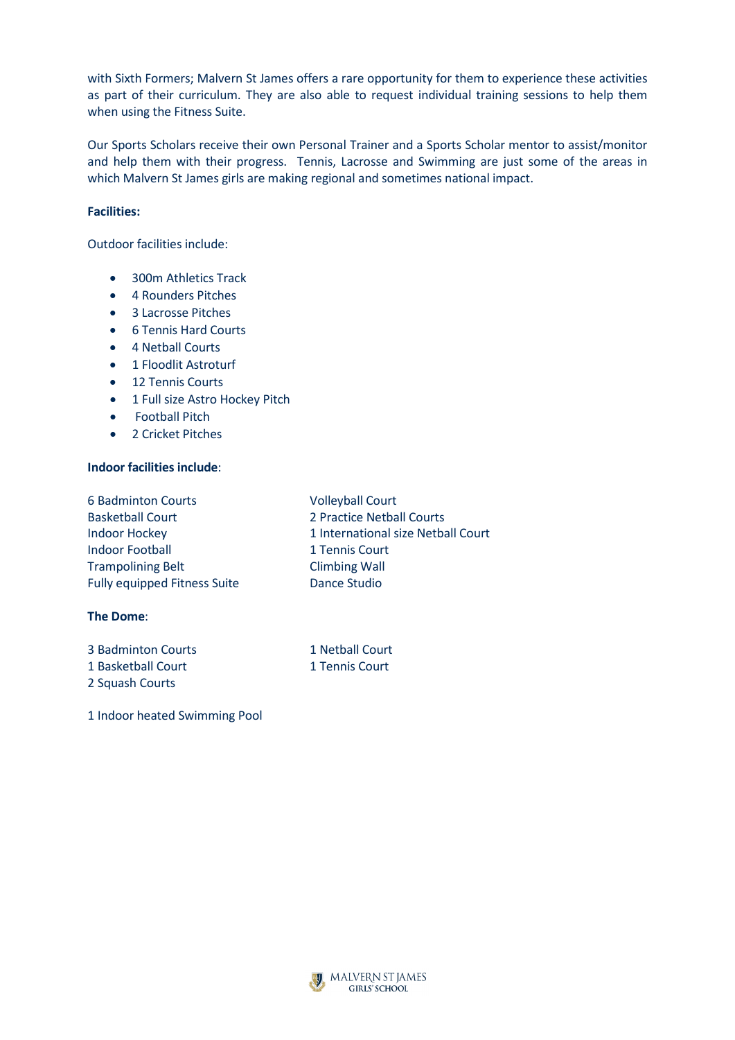with Sixth Formers; Malvern St James offers a rare opportunity for them to experience these activities as part of their curriculum. They are also able to request individual training sessions to help them when using the Fitness Suite.

Our Sports Scholars receive their own Personal Trainer and a Sports Scholar mentor to assist/monitor and help them with their progress. Tennis, Lacrosse and Swimming are just some of the areas in which Malvern St James girls are making regional and sometimes national impact.

**Facilities:**

Outdoor facilities include:

- 300m Athletics Track
- 4 Rounders Pitches
- 3 Lacrosse Pitches
- 6 Tennis Hard Courts
- 4 Netball Courts
- 1 Floodlit Astroturf
- 12 Tennis Courts
- 1 Full size Astro Hockey Pitch
- Football Pitch
- 2 Cricket Pitches

**Indoor facilities include**:

6 Badminton Courts
Basketball Court
Indoor Hockey
Indoor Football
Trampolining Belt
Fully equipped Fitness Suite
Volleyball Court
2 Practice Netball Courts
1 International size Netball Court
1 Tennis Court
Climbing Wall
Dance Studio

**The Dome**:

3 Badminton Courts
1 Basketball Court
2 Squash Courts
1 Netball Court
1 Tennis Court

1 Indoor heated Swimming Pool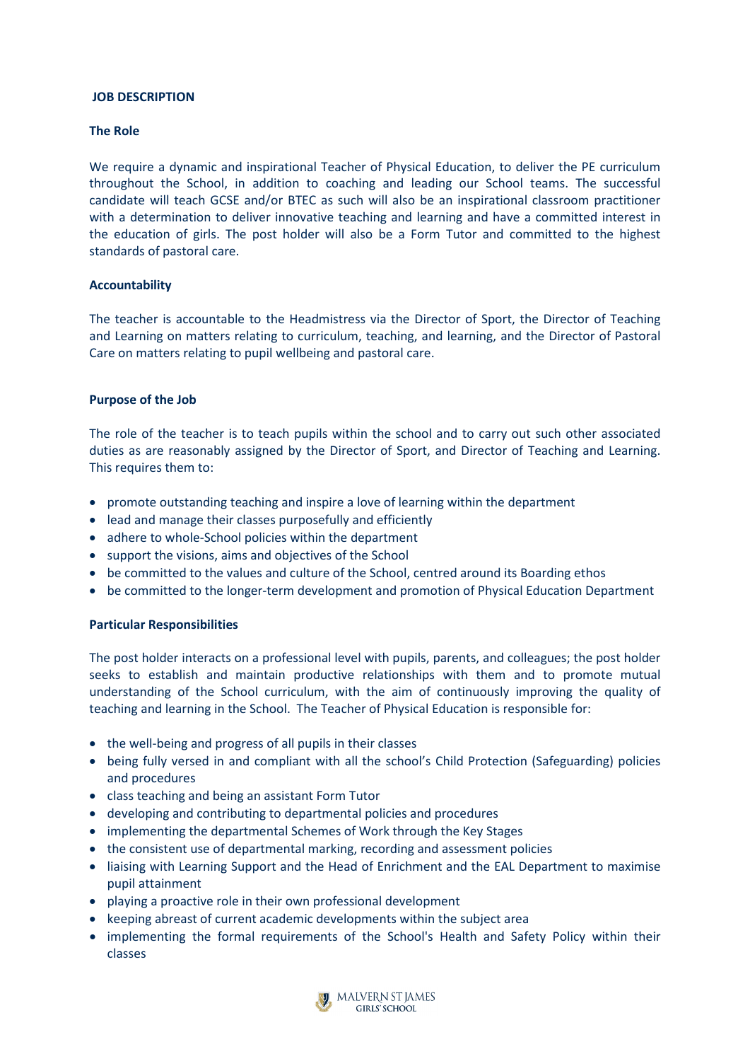## JOB DESCRIPTION

### The Role

We require a dynamic and inspirational Teacher of Physical Education, to deliver the PE curriculum throughout the School, in addition to coaching and leading our School teams. The successful candidate will teach GCSE and/or BTEC as such will also be an inspirational classroom practitioner with a determination to deliver innovative teaching and learning and have a committed interest in the education of girls. The post holder will also be a Form Tutor and committed to the highest standards of pastoral care.

### Accountability

The teacher is accountable to the Headmistress via the Director of Sport, the Director of Teaching and Learning on matters relating to curriculum, teaching, and learning, and the Director of Pastoral Care on matters relating to pupil wellbeing and pastoral care.

### Purpose of the Job

The role of the teacher is to teach pupils within the school and to carry out such other associated duties as are reasonably assigned by the Director of Sport, and Director of Teaching and Learning. This requires them to:

- promote outstanding teaching and inspire a love of learning within the department
- lead and manage their classes purposefully and efficiently
- adhere to whole-School policies within the department
- support the visions, aims and objectives of the School
- be committed to the values and culture of the School, centred around its Boarding ethos
- be committed to the longer-term development and promotion of Physical Education Department

### Particular Responsibilities

The post holder interacts on a professional level with pupils, parents, and colleagues; the post holder seeks to establish and maintain productive relationships with them and to promote mutual understanding of the School curriculum, with the aim of continuously improving the quality of teaching and learning in the School. The Teacher of Physical Education is responsible for:

- the well-being and progress of all pupils in their classes
- being fully versed in and compliant with all the school's Child Protection (Safeguarding) policies and procedures
- class teaching and being an assistant Form Tutor
- developing and contributing to departmental policies and procedures
- implementing the departmental Schemes of Work through the Key Stages
- the consistent use of departmental marking, recording and assessment policies
- liaising with Learning Support and the Head of Enrichment and the EAL Department to maximise pupil attainment
- playing a proactive role in their own professional development
- keeping abreast of current academic developments within the subject area
- implementing the formal requirements of the School's Health and Safety Policy within their classes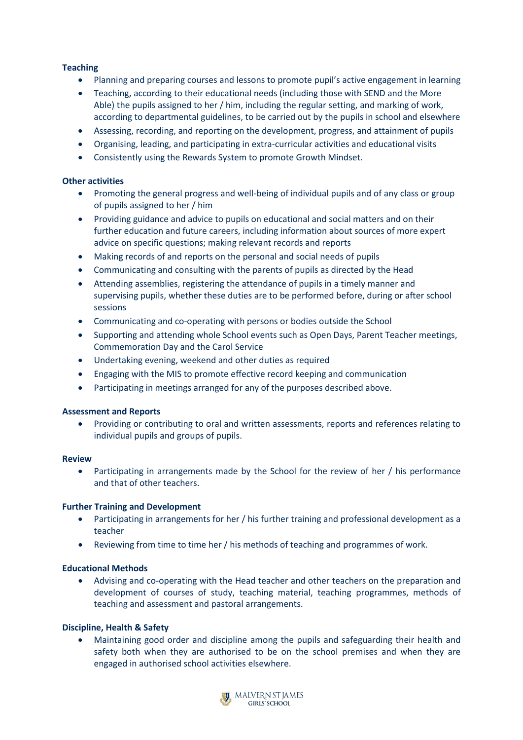**Teaching**

- Planning and preparing courses and lessons to promote pupil's active engagement in learning
- Teaching, according to their educational needs (including those with SEND and the More Able) the pupils assigned to her / him, including the regular setting, and marking of work, according to departmental guidelines, to be carried out by the pupils in school and elsewhere
- Assessing, recording, and reporting on the development, progress, and attainment of pupils
- Organising, leading, and participating in extra-curricular activities and educational visits
- Consistently using the Rewards System to promote Growth Mindset.

**Other activities**

- Promoting the general progress and well-being of individual pupils and of any class or group of pupils assigned to her / him
- Providing guidance and advice to pupils on educational and social matters and on their further education and future careers, including information about sources of more expert advice on specific questions; making relevant records and reports
- Making records of and reports on the personal and social needs of pupils
- Communicating and consulting with the parents of pupils as directed by the Head
- Attending assemblies, registering the attendance of pupils in a timely manner and supervising pupils, whether these duties are to be performed before, during or after school sessions
- Communicating and co-operating with persons or bodies outside the School
- Supporting and attending whole School events such as Open Days, Parent Teacher meetings, Commemoration Day and the Carol Service
- Undertaking evening, weekend and other duties as required
- Engaging with the MIS to promote effective record keeping and communication
- Participating in meetings arranged for any of the purposes described above.

**Assessment and Reports**

- Providing or contributing to oral and written assessments, reports and references relating to individual pupils and groups of pupils.

**Review**

- Participating in arrangements made by the School for the review of her / his performance and that of other teachers.

**Further Training and Development**

- Participating in arrangements for her / his further training and professional development as a teacher
- Reviewing from time to time her / his methods of teaching and programmes of work.

**Educational Methods**

- Advising and co-operating with the Head teacher and other teachers on the preparation and development of courses of study, teaching material, teaching programmes, methods of teaching and assessment and pastoral arrangements.

**Discipline, Health & Safety**

- Maintaining good order and discipline among the pupils and safeguarding their health and safety both when they are authorised to be on the school premises and when they are engaged in authorised school activities elsewhere.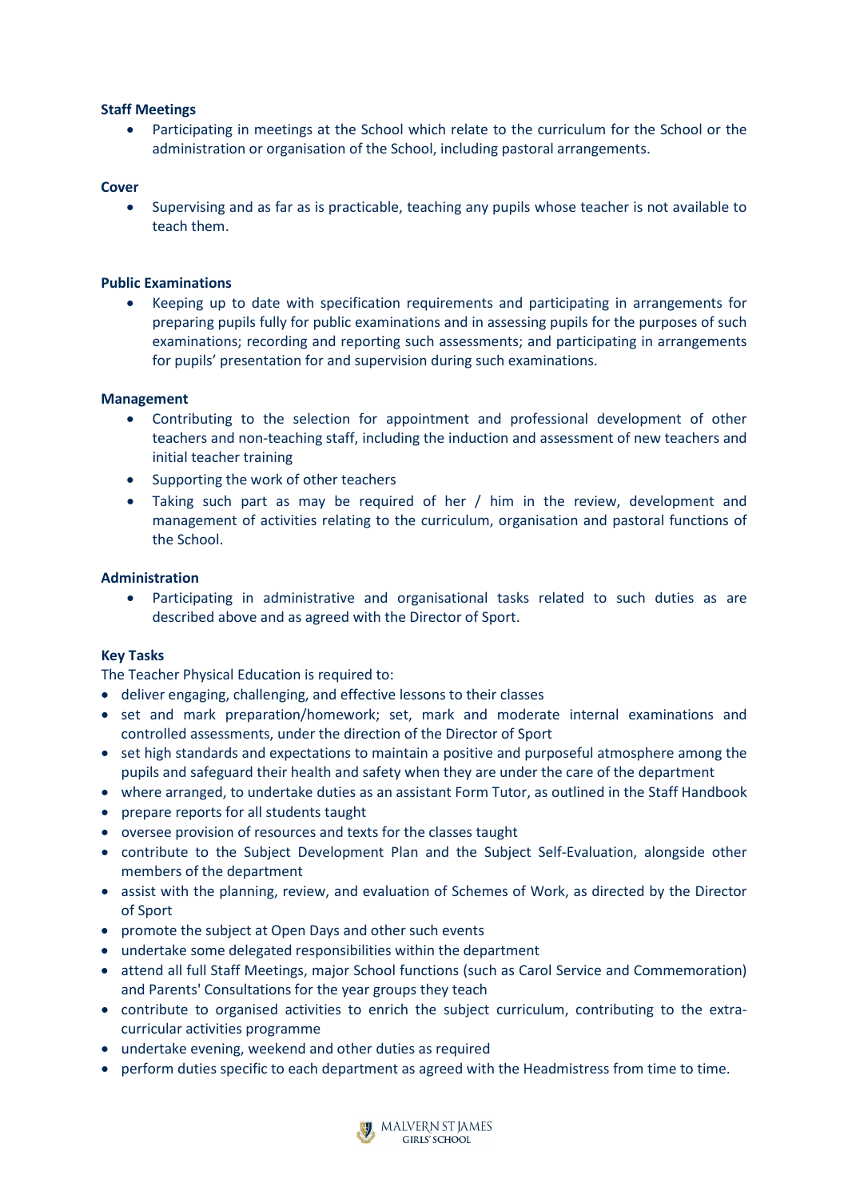**Staff Meetings**

- Participating in meetings at the School which relate to the curriculum for the School or the administration or organisation of the School, including pastoral arrangements.

**Cover**

- Supervising and as far as is practicable, teaching any pupils whose teacher is not available to teach them.

**Public Examinations**

- Keeping up to date with specification requirements and participating in arrangements for preparing pupils fully for public examinations and in assessing pupils for the purposes of such examinations; recording and reporting such assessments; and participating in arrangements for pupils' presentation for and supervision during such examinations.

**Management**

- Contributing to the selection for appointment and professional development of other teachers and non-teaching staff, including the induction and assessment of new teachers and initial teacher training
- Supporting the work of other teachers
- Taking such part as may be required of her / him in the review, development and management of activities relating to the curriculum, organisation and pastoral functions of the School.

**Administration**

- Participating in administrative and organisational tasks related to such duties as are described above and as agreed with the Director of Sport.

**Key Tasks**

The Teacher Physical Education is required to:

- deliver engaging, challenging, and effective lessons to their classes
- set and mark preparation/homework; set, mark and moderate internal examinations and controlled assessments, under the direction of the Director of Sport
- set high standards and expectations to maintain a positive and purposeful atmosphere among the pupils and safeguard their health and safety when they are under the care of the department
- where arranged, to undertake duties as an assistant Form Tutor, as outlined in the Staff Handbook
- prepare reports for all students taught
- oversee provision of resources and texts for the classes taught
- contribute to the Subject Development Plan and the Subject Self-Evaluation, alongside other members of the department
- assist with the planning, review, and evaluation of Schemes of Work, as directed by the Director of Sport
- promote the subject at Open Days and other such events
- undertake some delegated responsibilities within the department
- attend all full Staff Meetings, major School functions (such as Carol Service and Commemoration) and Parents' Consultations for the year groups they teach
- contribute to organised activities to enrich the subject curriculum, contributing to the extra-curricular activities programme
- undertake evening, weekend and other duties as required
- perform duties specific to each department as agreed with the Headmistress from time to time.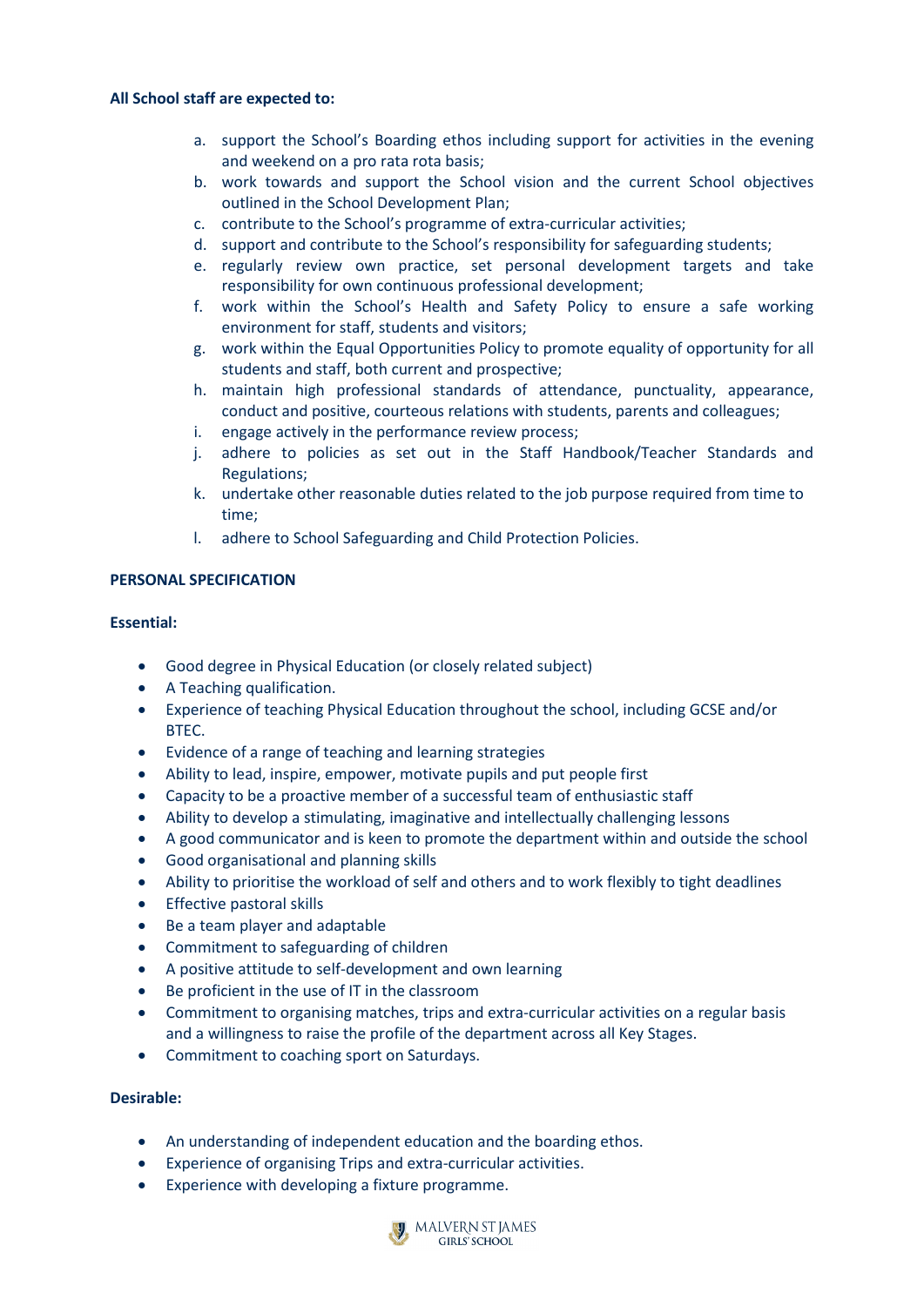**All School staff are expected to:**

a. support the School's Boarding ethos including support for activities in the evening and weekend on a pro rata rota basis;
b. work towards and support the School vision and the current School objectives outlined in the School Development Plan;
c. contribute to the School's programme of extra-curricular activities;
d. support and contribute to the School's responsibility for safeguarding students;
e. regularly review own practice, set personal development targets and take responsibility for own continuous professional development;
f. work within the School's Health and Safety Policy to ensure a safe working environment for staff, students and visitors;
g. work within the Equal Opportunities Policy to promote equality of opportunity for all students and staff, both current and prospective;
h. maintain high professional standards of attendance, punctuality, appearance, conduct and positive, courteous relations with students, parents and colleagues;
i. engage actively in the performance review process;
j. adhere to policies as set out in the Staff Handbook/Teacher Standards and Regulations;
k. undertake other reasonable duties related to the job purpose required from time to time;
l. adhere to School Safeguarding and Child Protection Policies.

**PERSONAL SPECIFICATION**

**Essential:**

- Good degree in Physical Education (or closely related subject)
- A Teaching qualification.
- Experience of teaching Physical Education throughout the school, including GCSE and/or BTEC.
- Evidence of a range of teaching and learning strategies
- Ability to lead, inspire, empower, motivate pupils and put people first
- Capacity to be a proactive member of a successful team of enthusiastic staff
- Ability to develop a stimulating, imaginative and intellectually challenging lessons
- A good communicator and is keen to promote the department within and outside the school
- Good organisational and planning skills
- Ability to prioritise the workload of self and others and to work flexibly to tight deadlines
- Effective pastoral skills
- Be a team player and adaptable
- Commitment to safeguarding of children
- A positive attitude to self-development and own learning
- Be proficient in the use of IT in the classroom
- Commitment to organising matches, trips and extra-curricular activities on a regular basis and a willingness to raise the profile of the department across all Key Stages.
- Commitment to coaching sport on Saturdays.

**Desirable:**

- An understanding of independent education and the boarding ethos.
- Experience of organising Trips and extra-curricular activities.
- Experience with developing a fixture programme.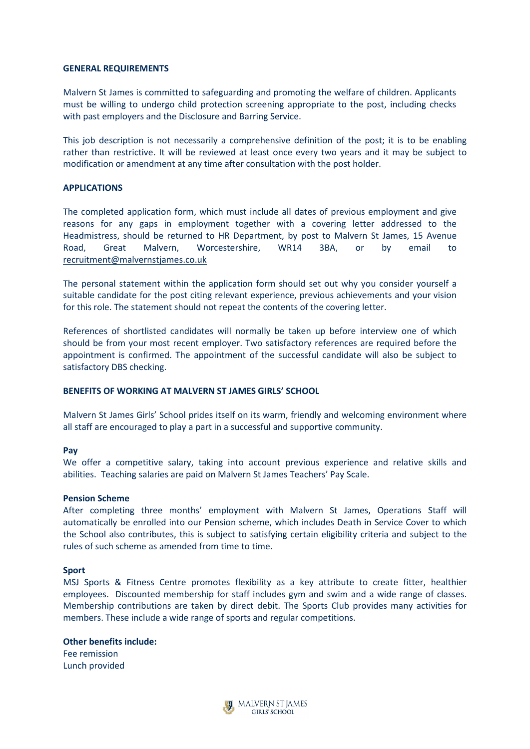**GENERAL REQUIREMENTS**

Malvern St James is committed to safeguarding and promoting the welfare of children. Applicants must be willing to undergo child protection screening appropriate to the post, including checks with past employers and the Disclosure and Barring Service.

This job description is not necessarily a comprehensive definition of the post; it is to be enabling rather than restrictive. It will be reviewed at least once every two years and it may be subject to modification or amendment at any time after consultation with the post holder.

**APPLICATIONS**

The completed application form, which must include all dates of previous employment and give reasons for any gaps in employment together with a covering letter addressed to the Headmistress, should be returned to HR Department, by post to Malvern St James, 15 Avenue Road, Great Malvern, Worcestershire, WR14 3BA, or by email to recruitment@malvernstjames.co.uk

The personal statement within the application form should set out why you consider yourself a suitable candidate for the post citing relevant experience, previous achievements and your vision for this role. The statement should not repeat the contents of the covering letter.

References of shortlisted candidates will normally be taken up before interview one of which should be from your most recent employer. Two satisfactory references are required before the appointment is confirmed. The appointment of the successful candidate will also be subject to satisfactory DBS checking.

**BENEFITS OF WORKING AT MALVERN ST JAMES GIRLS' SCHOOL**

Malvern St James Girls' School prides itself on its warm, friendly and welcoming environment where all staff are encouraged to play a part in a successful and supportive community.

**Pay**
We offer a competitive salary, taking into account previous experience and relative skills and abilities. Teaching salaries are paid on Malvern St James Teachers' Pay Scale.

**Pension Scheme**
After completing three months' employment with Malvern St James, Operations Staff will automatically be enrolled into our Pension scheme, which includes Death in Service Cover to which the School also contributes, this is subject to satisfying certain eligibility criteria and subject to the rules of such scheme as amended from time to time.

**Sport**
MSJ Sports & Fitness Centre promotes flexibility as a key attribute to create fitter, healthier employees. Discounted membership for staff includes gym and swim and a wide range of classes. Membership contributions are taken by direct debit. The Sports Club provides many activities for members. These include a wide range of sports and regular competitions.

**Other benefits include:**
Fee remission
Lunch provided